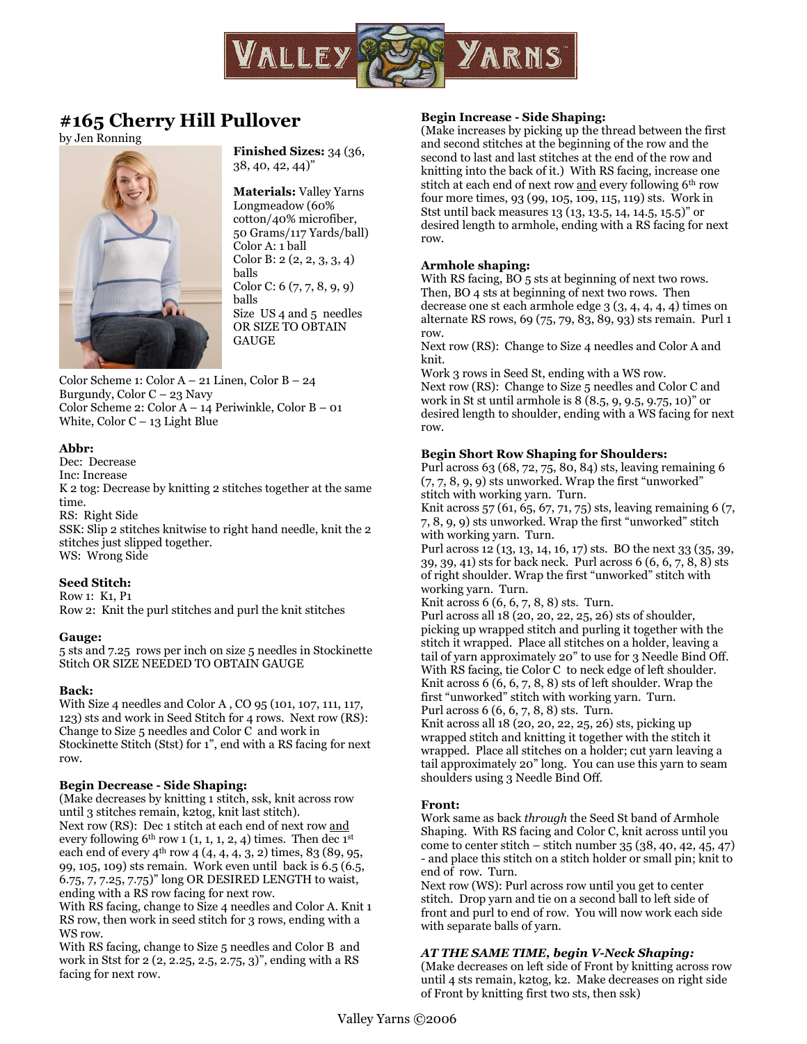# #165 Cherry Hill Pullover

by Jen Ronning

**Finished Sizes:** 34 (36, 38, 40, 42, 44)"

**Materials:** Valley Yarns Longmeadow (60% cotton/40% microfiber, 50 Grams/117 Yards/ball)
Color A: 1 ball
Color B: 2 (2, 2, 3, 3, 4) balls
Color C: 6 (7, 7, 8, 9, 9) balls
Size US 4 and 5 needles OR SIZE TO OBTAIN GAUGE

Color Scheme 1: Color A – 21 Linen, Color B – 24 Burgundy, Color C – 23 Navy
Color Scheme 2: Color A – 14 Periwinkle, Color B – 01 White, Color C – 13 Light Blue

### Abbr:

Dec: Decrease
Inc: Increase
K 2 tog: Decrease by knitting 2 stitches together at the same time.
RS: Right Side
SSK: Slip 2 stitches knitwise to right hand needle, knit the 2 stitches just slipped together.
WS: Wrong Side

### Seed Stitch:

Row 1: K1, P1
Row 2: Knit the purl stitches and purl the knit stitches

### Gauge:

5 sts and 7.25 rows per inch on size 5 needles in Stockinette Stitch OR SIZE NEEDED TO OBTAIN GAUGE

### Back:

With Size 4 needles and Color A , CO 95 (101, 107, 111, 117, 123) sts and work in Seed Stitch for 4 rows. Next row (RS): Change to Size 5 needles and Color C and work in Stockinette Stitch (Stst) for 1", end with a RS facing for next row.

### Begin Decrease - Side Shaping:

(Make decreases by knitting 1 stitch, ssk, knit across row until 3 stitches remain, k2tog, knit last stitch).
Next row (RS): Dec 1 stitch at each end of next row and every following 6th row 1 (1, 1, 1, 2, 4) times. Then dec 1st each end of every 4th row 4 (4, 4, 4, 3, 2) times, 83 (89, 95, 99, 105, 109) sts remain. Work even until back is 6.5 (6.5, 6.75, 7, 7.25, 7.75)" long OR DESIRED LENGTH to waist, ending with a RS row facing for next row.
With RS facing, change to Size 4 needles and Color A. Knit 1 RS row, then work in seed stitch for 3 rows, ending with a WS row.
With RS facing, change to Size 5 needles and Color B and work in Stst for 2 (2, 2.25, 2.5, 2.75, 3)", ending with a RS facing for next row.

### Begin Increase - Side Shaping:

(Make increases by picking up the thread between the first and second stitches at the beginning of the row and the second to last and last stitches at the end of the row and knitting into the back of it.) With RS facing, increase one stitch at each end of next row and every following 6th row four more times, 93 (99, 105, 109, 115, 119) sts. Work in Stst until back measures 13 (13, 13.5, 14, 14.5, 15.5)" or desired length to armhole, ending with a RS facing for next row.

### Armhole shaping:

With RS facing, BO 5 sts at beginning of next two rows. Then, BO 4 sts at beginning of next two rows. Then decrease one st each armhole edge 3 (3, 4, 4, 4, 4) times on alternate RS rows, 69 (75, 79, 83, 89, 93) sts remain. Purl 1 row.
Next row (RS): Change to Size 4 needles and Color A and knit.
Work 3 rows in Seed St, ending with a WS row.
Next row (RS): Change to Size 5 needles and Color C and work in St st until armhole is 8 (8.5, 9, 9.5, 9.75, 10)" or desired length to shoulder, ending with a WS facing for next row.

### Begin Short Row Shaping for Shoulders:

Purl across 63 (68, 72, 75, 80, 84) sts, leaving remaining 6 (7, 7, 8, 9, 9) sts unworked. Wrap the first "unworked" stitch with working yarn. Turn.
Knit across 57 (61, 65, 67, 71, 75) sts, leaving remaining 6 (7, 7, 8, 9, 9) sts unworked. Wrap the first "unworked" stitch with working yarn. Turn.
Purl across 12 (13, 13, 14, 16, 17) sts. BO the next 33 (35, 39, 39, 39, 41) sts for back neck. Purl across 6 (6, 6, 7, 8, 8) sts of right shoulder. Wrap the first "unworked" stitch with working yarn. Turn.
Knit across 6 (6, 6, 7, 8, 8) sts. Turn.
Purl across all 18 (20, 20, 22, 25, 26) sts of shoulder, picking up wrapped stitch and purling it together with the stitch it wrapped. Place all stitches on a holder, leaving a tail of yarn approximately 20" to use for 3 Needle Bind Off.
With RS facing, tie Color C to neck edge of left shoulder.
Knit across 6 (6, 6, 7, 8, 8) sts of left shoulder. Wrap the first "unworked" stitch with working yarn. Turn.
Purl across 6 (6, 6, 7, 8, 8) sts. Turn.
Knit across all 18 (20, 20, 22, 25, 26) sts, picking up wrapped stitch and knitting it together with the stitch it wrapped. Place all stitches on a holder; cut yarn leaving a tail approximately 20" long. You can use this yarn to seam shoulders using 3 Needle Bind Off.

### Front:

Work same as back *through* the Seed St band of Armhole Shaping. With RS facing and Color C, knit across until you come to center stitch – stitch number 35 (38, 40, 42, 45, 47) - and place this stitch on a stitch holder or small pin; knit to end of row. Turn.
Next row (WS): Purl across row until you get to center stitch. Drop yarn and tie on a second ball to left side of front and purl to end of row. You will now work each side with separate balls of yarn.

### *AT THE SAME TIME, begin V-Neck Shaping:*

(Make decreases on left side of Front by knitting across row until 4 sts remain, k2tog, k2. Make decreases on right side of Front by knitting first two sts, then ssk)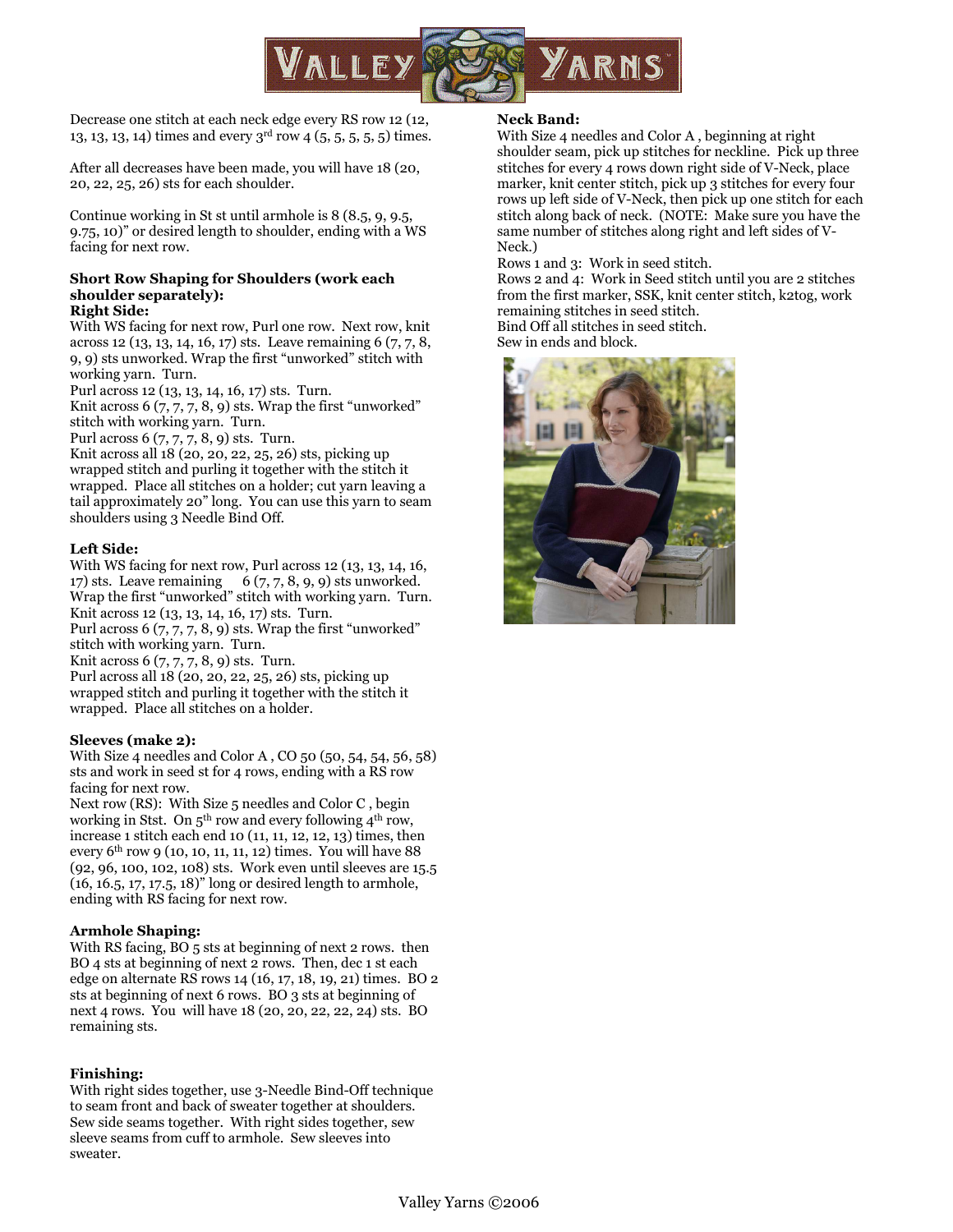Decrease one stitch at each neck edge every RS row 12 (12, 13, 13, 13, 14) times and every 3rd row 4 (5, 5, 5, 5, 5) times.

After all decreases have been made, you will have 18 (20, 20, 22, 25, 26) sts for each shoulder.

Continue working in St st until armhole is 8 (8.5, 9, 9.5, 9.75, 10)" or desired length to shoulder, ending with a WS facing for next row.

**Short Row Shaping for Shoulders (work each shoulder separately):**

**Right Side:**

With WS facing for next row, Purl one row. Next row, knit across 12 (13, 13, 14, 16, 17) sts. Leave remaining 6 (7, 7, 8, 9, 9) sts unworked. Wrap the first "unworked" stitch with working yarn. Turn.

Purl across 12 (13, 13, 14, 16, 17) sts. Turn.

Knit across 6 (7, 7, 7, 8, 9) sts. Wrap the first "unworked" stitch with working yarn. Turn.

Purl across 6 (7, 7, 7, 8, 9) sts. Turn.

Knit across all 18 (20, 20, 22, 25, 26) sts, picking up wrapped stitch and purling it together with the stitch it wrapped. Place all stitches on a holder; cut yarn leaving a tail approximately 20" long. You can use this yarn to seam shoulders using 3 Needle Bind Off.

**Left Side:**

With WS facing for next row, Purl across 12 (13, 13, 14, 16, 17) sts. Leave remaining 6 (7, 7, 8, 9, 9) sts unworked. Wrap the first "unworked" stitch with working yarn. Turn.

Knit across 12 (13, 13, 14, 16, 17) sts. Turn.

Purl across 6 (7, 7, 7, 8, 9) sts. Wrap the first "unworked" stitch with working yarn. Turn.

Knit across 6 (7, 7, 7, 8, 9) sts. Turn.

Purl across all 18 (20, 20, 22, 25, 26) sts, picking up wrapped stitch and purling it together with the stitch it wrapped. Place all stitches on a holder.

**Sleeves (make 2):**

With Size 4 needles and Color A , CO 50 (50, 54, 54, 56, 58) sts and work in seed st for 4 rows, ending with a RS row facing for next row.

Next row (RS): With Size 5 needles and Color C , begin working in Stst. On 5th row and every following 4th row, increase 1 stitch each end 10 (11, 11, 12, 12, 13) times, then every 6th row 9 (10, 10, 11, 11, 12) times. You will have 88 (92, 96, 100, 102, 108) sts. Work even until sleeves are 15.5 (16, 16.5, 17, 17.5, 18)" long or desired length to armhole, ending with RS facing for next row.

**Armhole Shaping:**

With RS facing, BO 5 sts at beginning of next 2 rows. then BO 4 sts at beginning of next 2 rows. Then, dec 1 st each edge on alternate RS rows 14 (16, 17, 18, 19, 21) times. BO 2 sts at beginning of next 6 rows. BO 3 sts at beginning of next 4 rows. You will have 18 (20, 20, 22, 22, 24) sts. BO remaining sts.

**Finishing:**

With right sides together, use 3-Needle Bind-Off technique to seam front and back of sweater together at shoulders. Sew side seams together. With right sides together, sew sleeve seams from cuff to armhole. Sew sleeves into sweater.

**Neck Band:**

With Size 4 needles and Color A , beginning at right shoulder seam, pick up stitches for neckline. Pick up three stitches for every 4 rows down right side of V-Neck, place marker, knit center stitch, pick up 3 stitches for every four rows up left side of V-Neck, then pick up one stitch for each stitch along back of neck. (NOTE: Make sure you have the same number of stitches along right and left sides of V-Neck.)

Rows 1 and 3: Work in seed stitch.

Rows 2 and 4: Work in Seed stitch until you are 2 stitches from the first marker, SSK, knit center stitch, k2tog, work remaining stitches in seed stitch.

Bind Off all stitches in seed stitch.

Sew in ends and block.

Valley Yarns ©2006